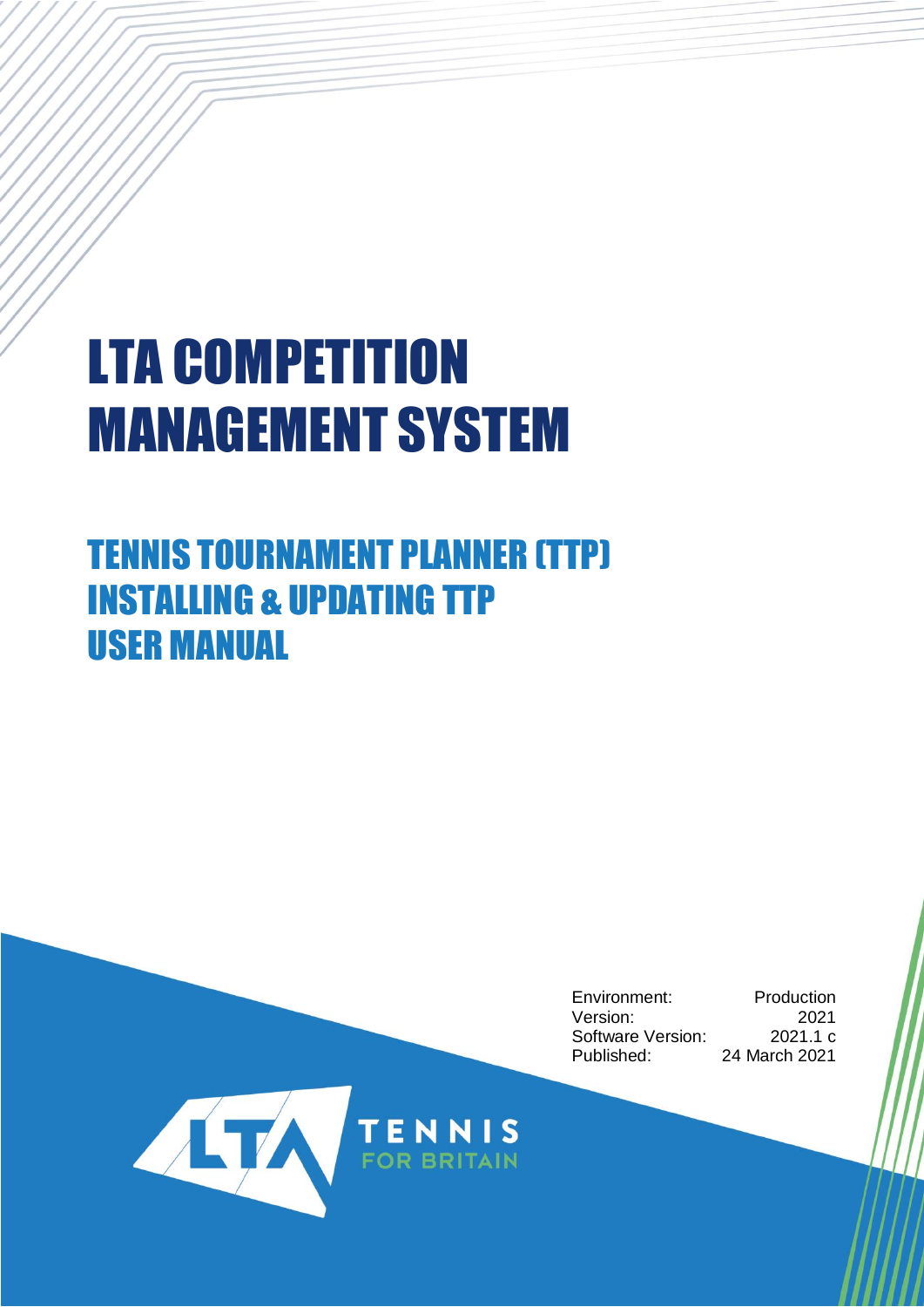# LTA COMPETITION MANAGEMENT SYSTEM

## TENNIS TOURNAMENT PLANNER (TTP)
## INSTALLING & UPDATING TTP
## USER MANUAL

| | |
|---|---|
| Environment: | Production |
| Version: | 2021 |
| Software Version: | 2021.1 c |
| Published: | 24 March 2021 |

LTA TENNIS FOR BRITAIN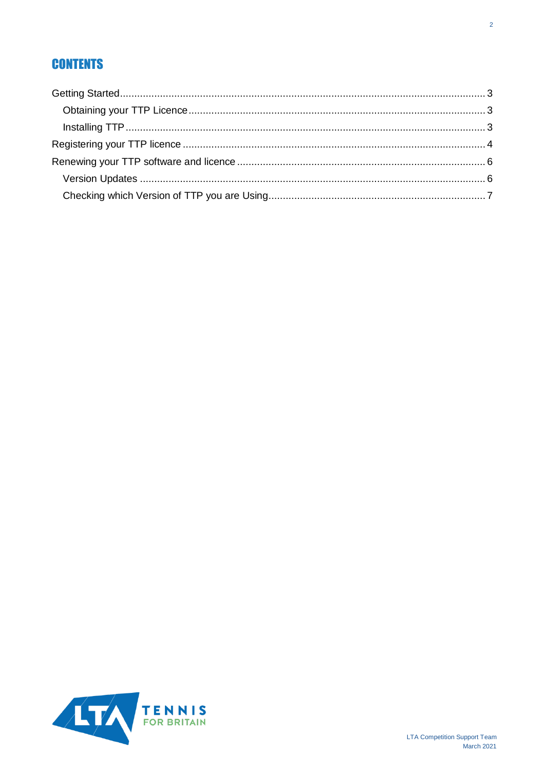# CONTENTS

Getting Started ........................................................ 3

- Obtaining your TTP Licence ........................................ 3
- Installing TTP ........................................................ 3

Registering your TTP licence ........................................ 4

Renewing your TTP software and licence ........................ 6

- Version Updates ...................................................... 6
- Checking which Version of TTP you are Using ............... 7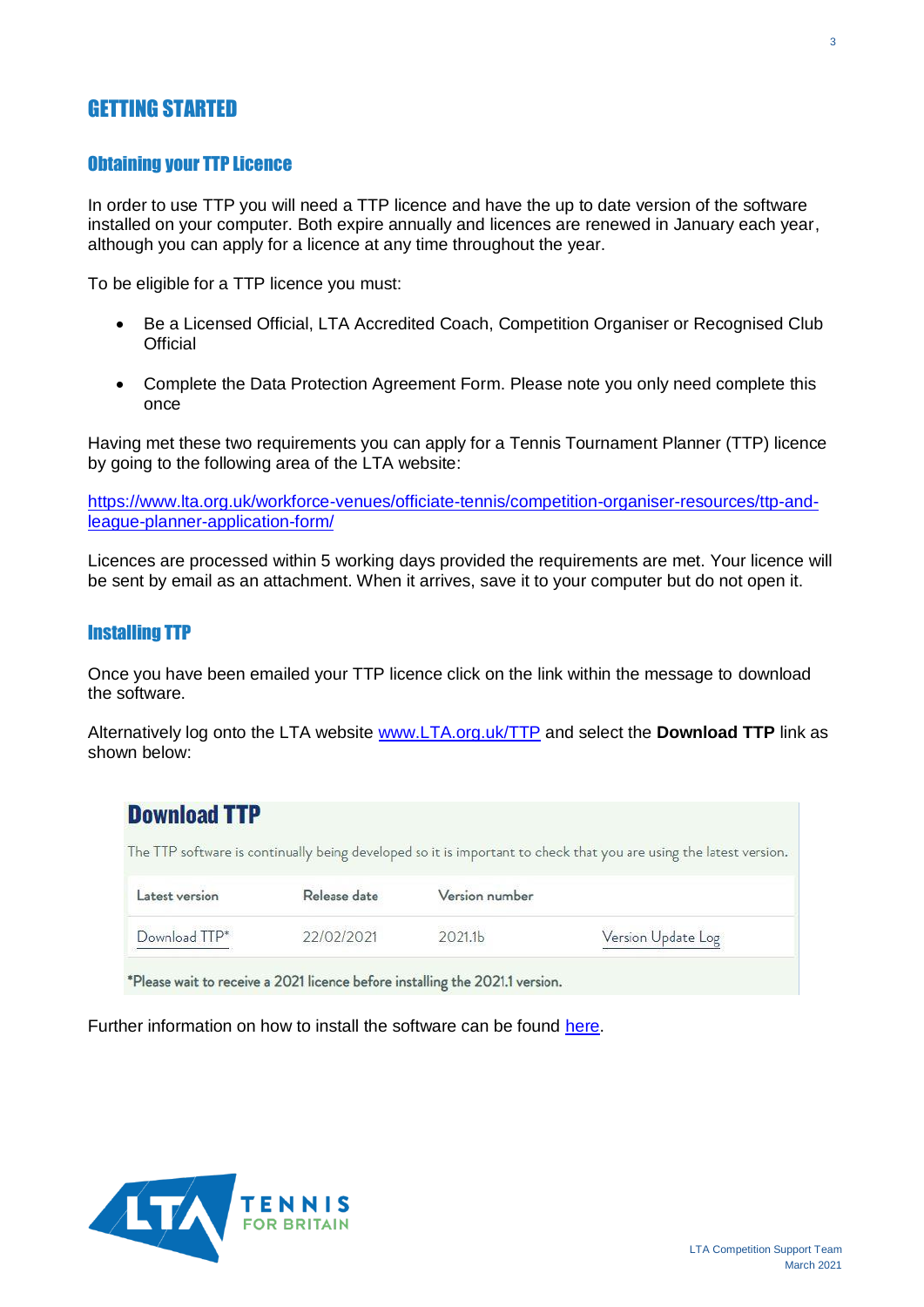# GETTING STARTED

## Obtaining your TTP Licence

In order to use TTP you will need a TTP licence and have the up to date version of the software installed on your computer. Both expire annually and licences are renewed in January each year, although you can apply for a licence at any time throughout the year.

To be eligible for a TTP licence you must:

- Be a Licensed Official, LTA Accredited Coach, Competition Organiser or Recognised Club Official
- Complete the Data Protection Agreement Form. Please note you only need complete this once

Having met these two requirements you can apply for a Tennis Tournament Planner (TTP) licence by going to the following area of the LTA website:

https://www.lta.org.uk/workforce-venues/officiate-tennis/competition-organiser-resources/ttp-and-league-planner-application-form/

Licences are processed within 5 working days provided the requirements are met. Your licence will be sent by email as an attachment. When it arrives, save it to your computer but do not open it.

## Installing TTP

Once you have been emailed your TTP licence click on the link within the message to download the software.

Alternatively log onto the LTA website www.LTA.org.uk/TTP and select the **Download TTP** link as shown below:

### Download TTP

The TTP software is continually being developed so it is important to check that you are using the latest version.

| Latest version | Release date | Version number | |
|---|---|---|---|
| Download TTP* | 22/02/2021 | 2021.1b | Version Update Log |

*Please wait to receive a 2021 licence before installing the 2021.1 version.

Further information on how to install the software can be found here.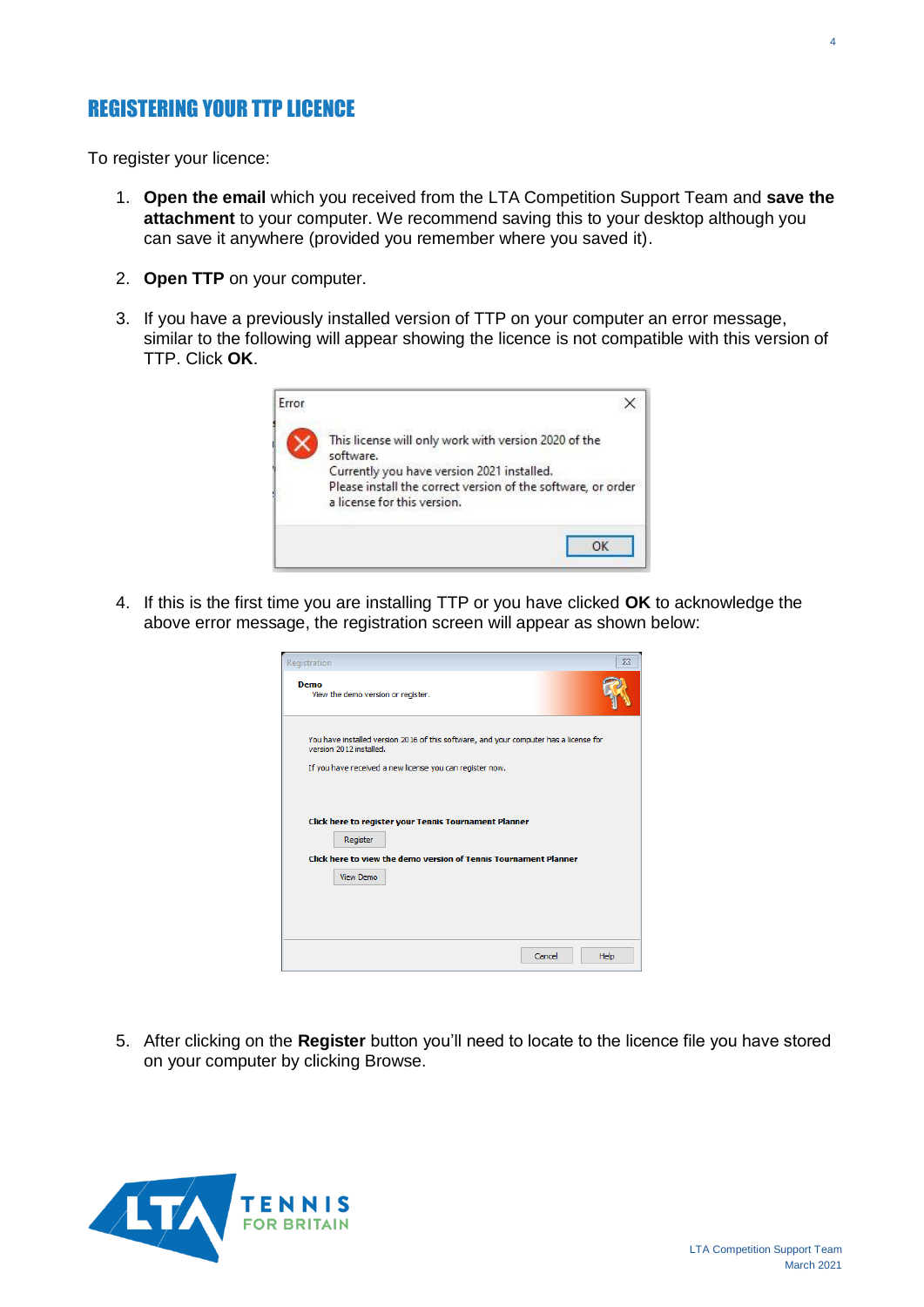# REGISTERING YOUR TTP LICENCE

To register your licence:

1. **Open the email** which you received from the LTA Competition Support Team and **save the attachment** to your computer. We recommend saving this to your desktop although you can save it anywhere (provided you remember where you saved it).

2. **Open TTP** on your computer.

3. If you have a previously installed version of TTP on your computer an error message, similar to the following will appear showing the licence is not compatible with this version of TTP. Click **OK**.

4. If this is the first time you are installing TTP or you have clicked **OK** to acknowledge the above error message, the registration screen will appear as shown below:

5. After clicking on the **Register** button you'll need to locate to the licence file you have stored on your computer by clicking Browse.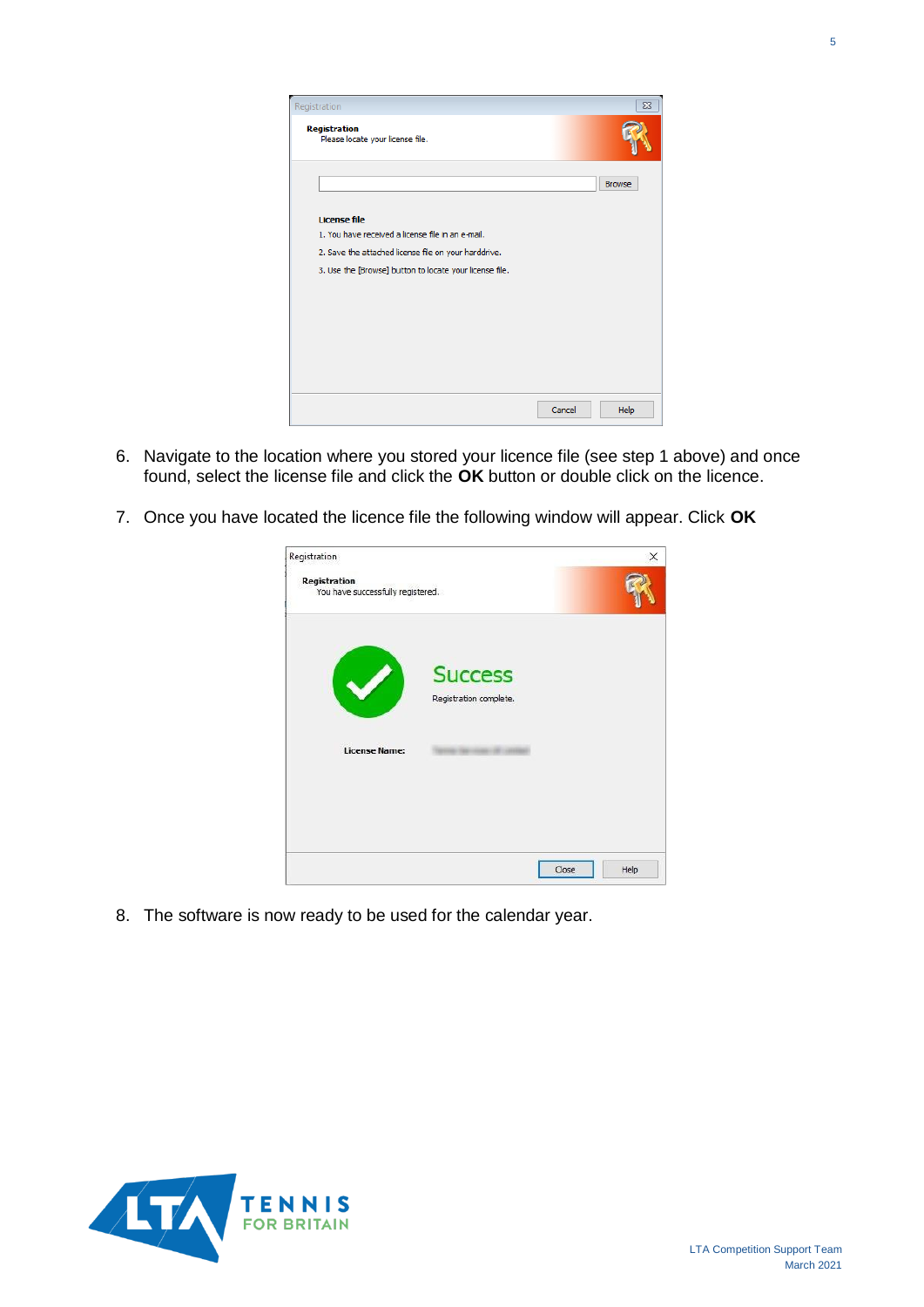6. Navigate to the location where you stored your licence file (see step 1 above) and once found, select the license file and click the **OK** button or double click on the licence.

7. Once you have located the licence file the following window will appear. Click **OK**

8. The software is now ready to be used for the calendar year.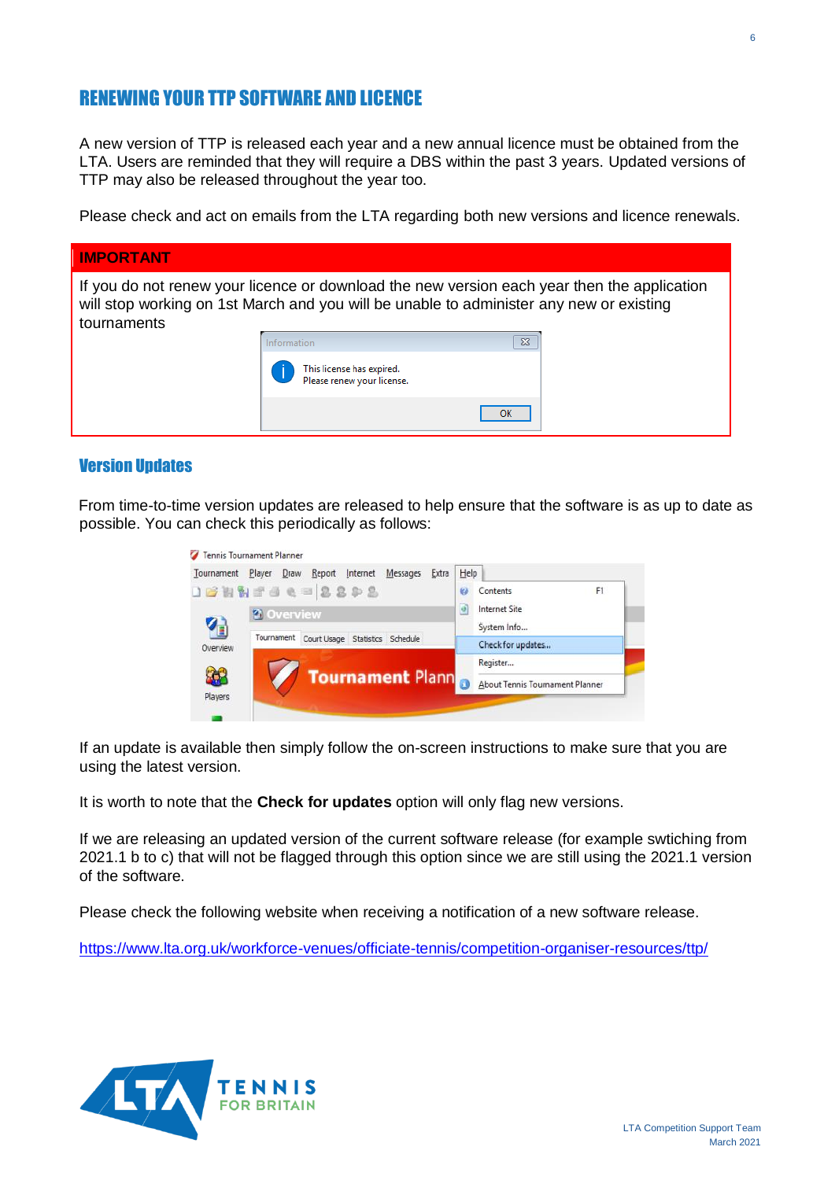## RENEWING YOUR TTP SOFTWARE AND LICENCE

A new version of TTP is released each year and a new annual licence must be obtained from the LTA. Users are reminded that they will require a DBS within the past 3 years. Updated versions of TTP may also be released throughout the year too.

Please check and act on emails from the LTA regarding both new versions and licence renewals.

**IMPORTANT**

If you do not renew your licence or download the new version each year then the application will stop working on 1st March and you will be unable to administer any new or existing tournaments

### Version Updates

From time-to-time version updates are released to help ensure that the software is as up to date as possible. You can check this periodically as follows:

If an update is available then simply follow the on-screen instructions to make sure that you are using the latest version.

It is worth to note that the **Check for updates** option will only flag new versions.

If we are releasing an updated version of the current software release (for example swtiching from 2021.1 b to c) that will not be flagged through this option since we are still using the 2021.1 version of the software.

Please check the following website when receiving a notification of a new software release.

https://www.lta.org.uk/workforce-venues/officiate-tennis/competition-organiser-resources/ttp/

LTA Competition Support Team
March 2021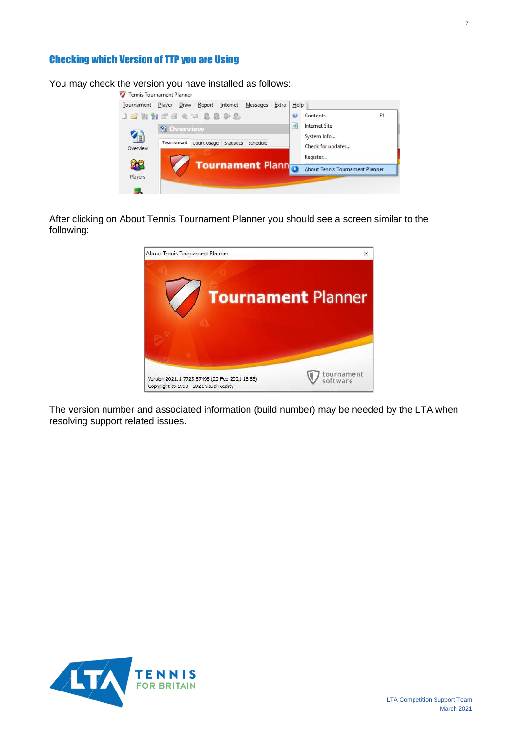## Checking which Version of TTP you are Using

You may check the version you have installed as follows:

After clicking on About Tennis Tournament Planner you should see a screen similar to the following:

The version number and associated information (build number) may be needed by the LTA when resolving support related issues.